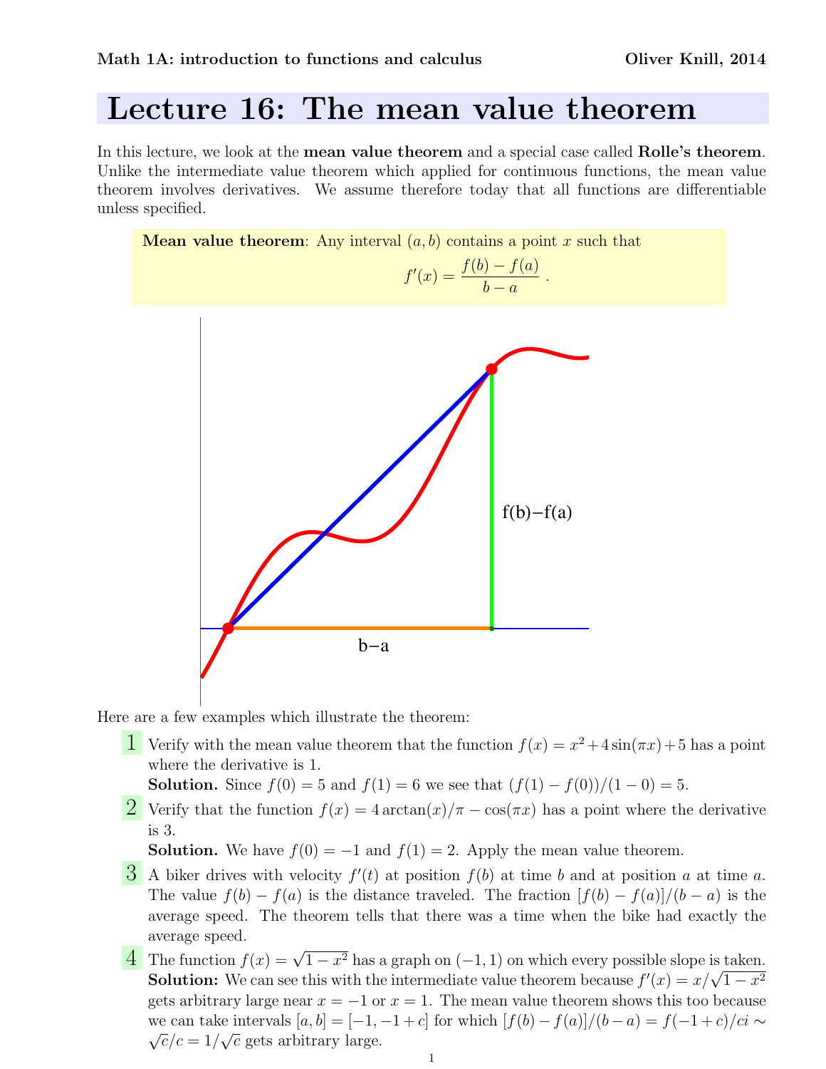Math 1A: introduction to functions and calculus — Oliver Knill, 2014

# Lecture 16: The mean value theorem

In this lecture, we look at the **mean value theorem** and a special case called **Rolle's theorem**. Unlike the intermediate value theorem which applied for continuous functions, the mean value theorem involves derivatives. We assume therefore today that all functions are differentiable unless specified.

> **Mean value theorem**: Any interval $(a, b)$ contains a point $x$ such that
> $$f'(x) = \frac{f(b) - f(a)}{b - a} \; .$$

Here are a few examples which illustrate the theorem:

**1** Verify with the mean value theorem that the function $f(x) = x^2 + 4\sin(\pi x) + 5$ has a point where the derivative is 1.
**Solution.** Since $f(0) = 5$ and $f(1) = 6$ we see that $(f(1) - f(0))/(1 - 0) = 5$.

**2** Verify that the function $f(x) = 4\arctan(x)/\pi - \cos(\pi x)$ has a point where the derivative is 3.
**Solution.** We have $f(0) = -1$ and $f(1) = 2$. Apply the mean value theorem.

**3** A biker drives with velocity $f'(t)$ at position $f(b)$ at time $b$ and at position $a$ at time $a$. The value $f(b) - f(a)$ is the distance traveled. The fraction $[f(b) - f(a)]/(b - a)$ is the average speed. The theorem tells that there was a time when the bike had exactly the average speed.

**4** The function $f(x) = \sqrt{1 - x^2}$ has a graph on $(-1, 1)$ on which every possible slope is taken.
**Solution:** We can see this with the intermediate value theorem because $f'(x) = x/\sqrt{1 - x^2}$ gets arbitrary large near $x = -1$ or $x = 1$. The mean value theorem shows this too because we can take intervals $[a, b] = [-1, -1 + c]$ for which $[f(b) - f(a)]/(b - a) = f(-1 + c)/ci \sim \sqrt{c}/c = 1/\sqrt{c}$ gets arbitrary large.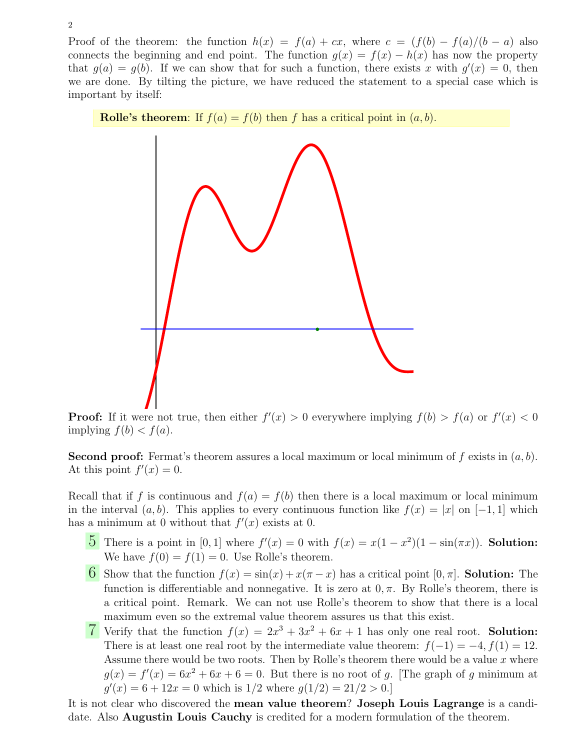Proof of the theorem: the function $h(x) = f(a) + cx$, where $c = (f(b) - f(a)/(b - a)$ also connects the beginning and end point. The function $g(x) = f(x) - h(x)$ has now the property that $g(a) = g(b)$. If we can show that for such a function, there exists $x$ with $g'(x) = 0$, then we are done. By tilting the picture, we have reduced the statement to a special case which is important by itself:

**Rolle's theorem**: If $f(a) = f(b)$ then $f$ has a critical point in $(a, b)$.

**Proof:** If it were not true, then either $f'(x) > 0$ everywhere implying $f(b) > f(a)$ or $f'(x) < 0$ implying $f(b) < f(a)$.

**Second proof:** Fermat's theorem assures a local maximum or local minimum of $f$ exists in $(a, b)$. At this point $f'(x) = 0$.

Recall that if $f$ is continuous and $f(a) = f(b)$ then there is a local maximum or local minimum in the interval $(a, b)$. This applies to every continuous function like $f(x) = |x|$ on $[-1, 1]$ which has a minimum at 0 without that $f'(x)$ exists at 0.

5. There is a point in $[0, 1]$ where $f'(x) = 0$ with $f(x) = x(1 - x^2)(1 - \sin(\pi x))$. **Solution:** We have $f(0) = f(1) = 0$. Use Rolle's theorem.

6. Show that the function $f(x) = \sin(x) + x(\pi - x)$ has a critical point $[0, \pi]$. **Solution:** The function is differentiable and nonnegative. It is zero at $0, \pi$. By Rolle's theorem, there is a critical point. Remark. We can not use Rolle's theorem to show that there is a local maximum even so the extremal value theorem assures us that this exist.

7. Verify that the function $f(x) = 2x^3 + 3x^2 + 6x + 1$ has only one real root. **Solution:** There is at least one real root by the intermediate value theorem: $f(-1) = -4, f(1) = 12$. Assume there would be two roots. Then by Rolle's theorem there would be a value $x$ where $g(x) = f'(x) = 6x^2 + 6x + 6 = 0$. But there is no root of $g$. [The graph of $g$ minimum at $g'(x) = 6 + 12x = 0$ which is $1/2$ where $g(1/2) = 21/2 > 0$.]

It is not clear who discovered the **mean value theorem**? **Joseph Louis Lagrange** is a candidate. Also **Augustin Louis Cauchy** is credited for a modern formulation of the theorem.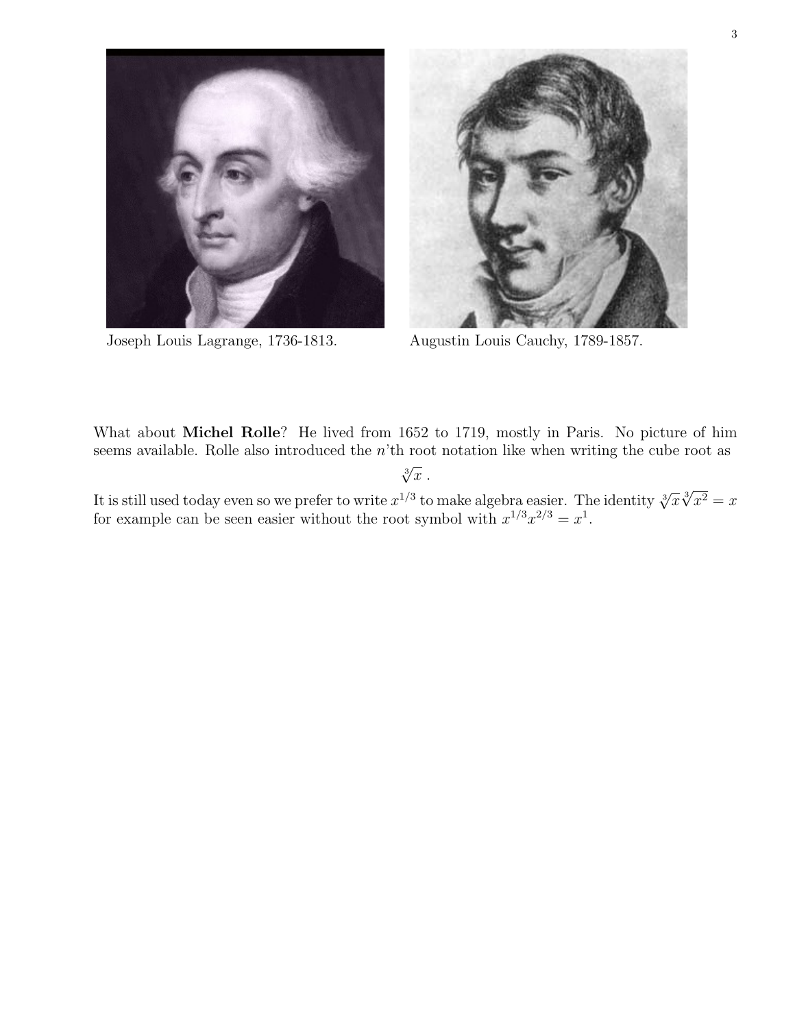Joseph Louis Lagrange, 1736-1813.

Augustin Louis Cauchy, 1789-1857.

What about **Michel Rolle**? He lived from 1652 to 1719, mostly in Paris. No picture of him seems available. Rolle also introduced the $n$'th root notation like when writing the cube root as

$$\sqrt[3]{x} \; .$$

It is still used today even so we prefer to write $x^{1/3}$ to make algebra easier. The identity $\sqrt[3]{x}\sqrt[3]{x^2} = x$ for example can be seen easier without the root symbol with $x^{1/3}x^{2/3} = x^1$.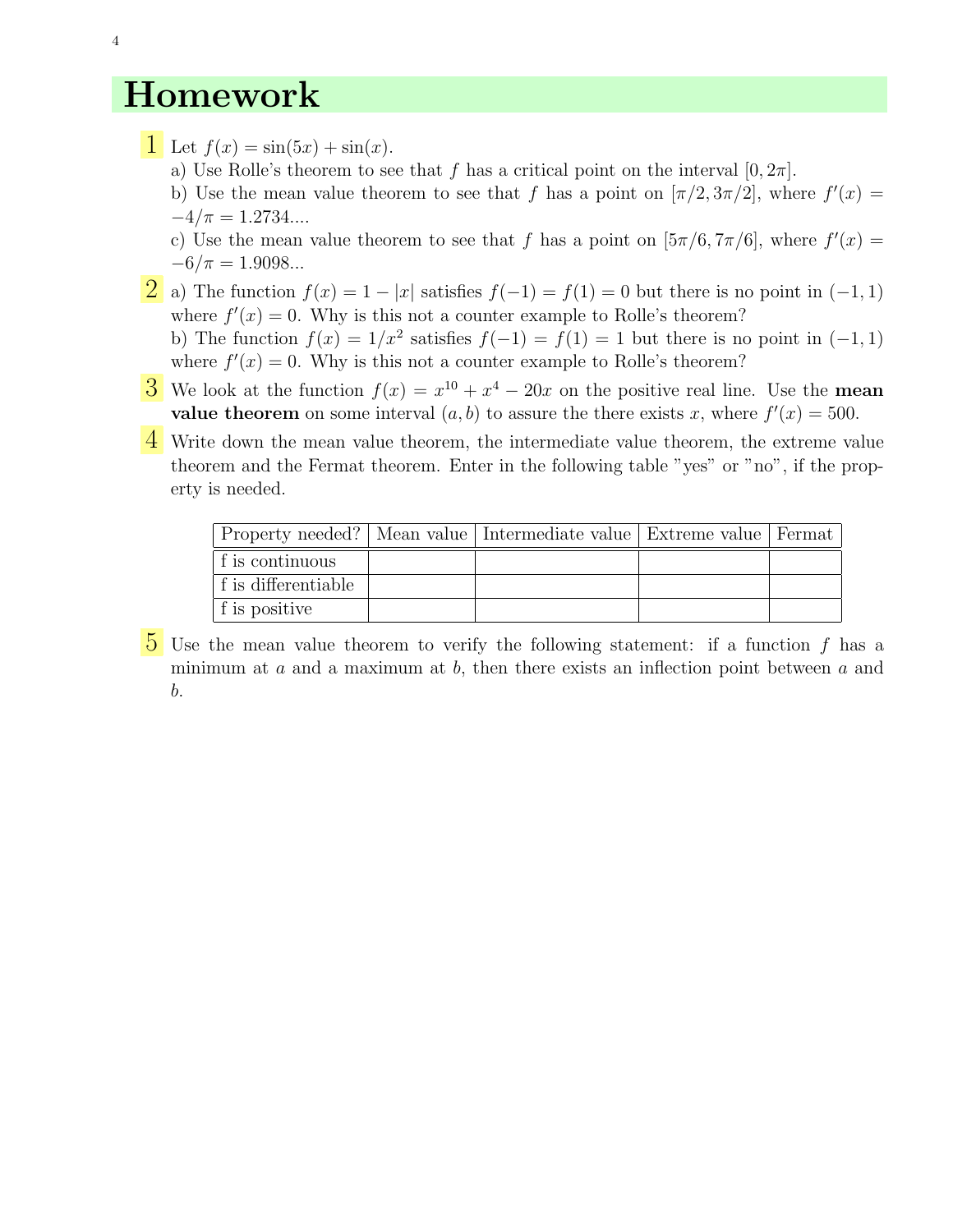# Homework

**1** Let $f(x) = \sin(5x) + \sin(x)$.
a) Use Rolle's theorem to see that $f$ has a critical point on the interval $[0, 2\pi]$.
b) Use the mean value theorem to see that $f$ has a point on $[\pi/2, 3\pi/2]$, where $f'(x) = -4/\pi = 1.2734....$
c) Use the mean value theorem to see that $f$ has a point on $[5\pi/6, 7\pi/6]$, where $f'(x) = -6/\pi = 1.9098...$

**2** a) The function $f(x) = 1 - |x|$ satisfies $f(-1) = f(1) = 0$ but there is no point in $(-1, 1)$ where $f'(x) = 0$. Why is this not a counter example to Rolle's theorem?
b) The function $f(x) = 1/x^2$ satisfies $f(-1) = f(1) = 1$ but there is no point in $(-1, 1)$ where $f'(x) = 0$. Why is this not a counter example to Rolle's theorem?

**3** We look at the function $f(x) = x^{10} + x^4 - 20x$ on the positive real line. Use the **mean value theorem** on some interval $(a, b)$ to assure the there exists $x$, where $f'(x) = 500$.

**4** Write down the mean value theorem, the intermediate value theorem, the extreme value theorem and the Fermat theorem. Enter in the following table "yes" or "no", if the property is needed.

| Property needed? | Mean value | Intermediate value | Extreme value | Fermat |
|---|---|---|---|---|
| f is continuous | | | | |
| f is differentiable | | | | |
| f is positive | | | | |

**5** Use the mean value theorem to verify the following statement: if a function $f$ has a minimum at $a$ and a maximum at $b$, then there exists an inflection point between $a$ and $b$.